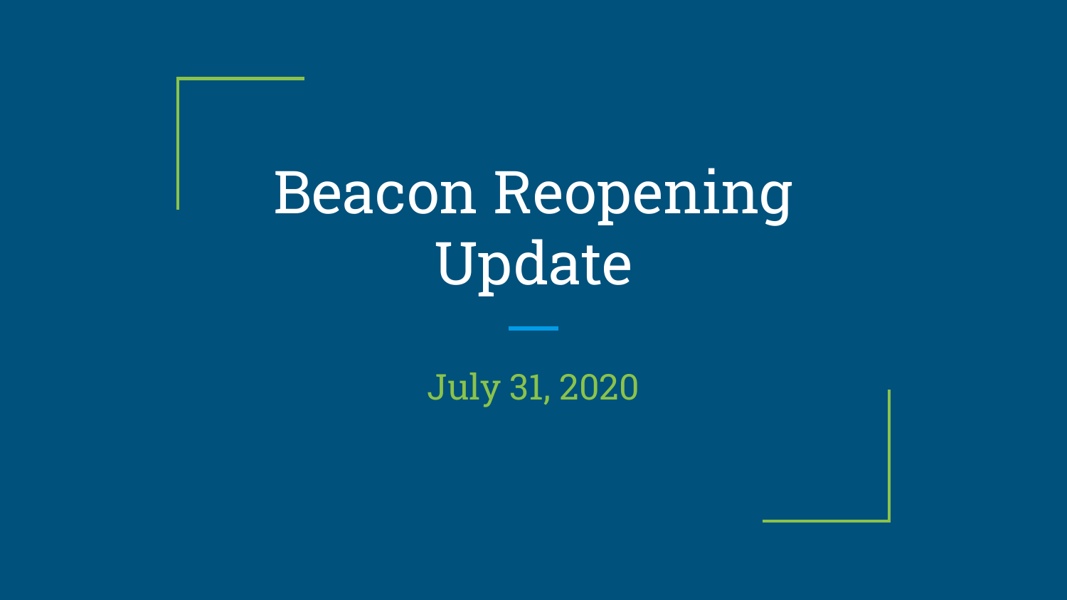# Beacon Reopening Update

July 31, 2020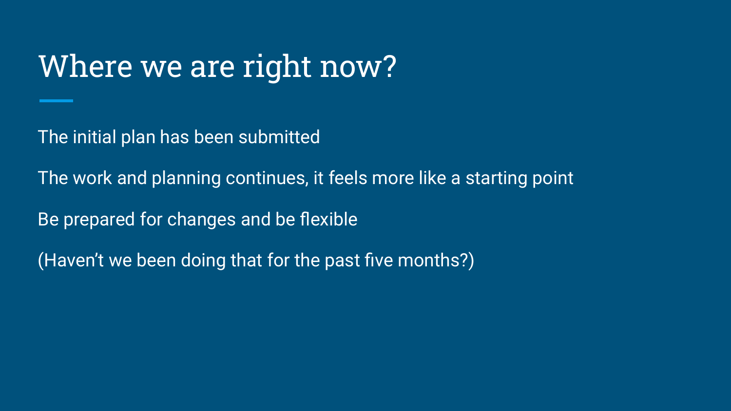# Where we are right now?

The initial plan has been submitted

The work and planning continues, it feels more like a starting point

Be prepared for changes and be flexible

(Haven't we been doing that for the past five months?)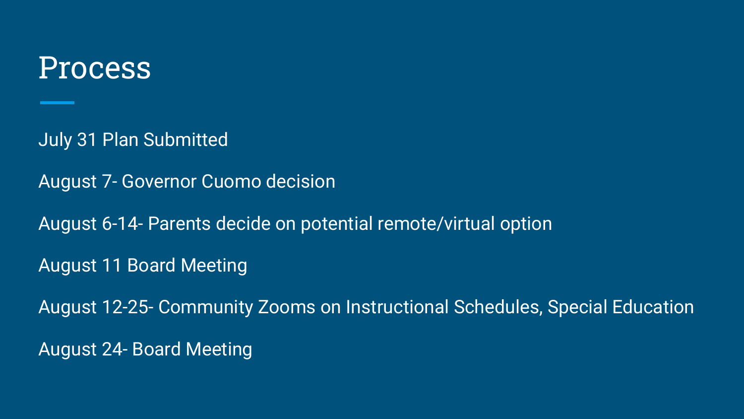# Process

July 31 Plan Submitted

August 7- Governor Cuomo decision

August 6-14- Parents decide on potential remote/virtual option

August 11 Board Meeting

August 12-25- Community Zooms on Instructional Schedules, Special Education

August 24- Board Meeting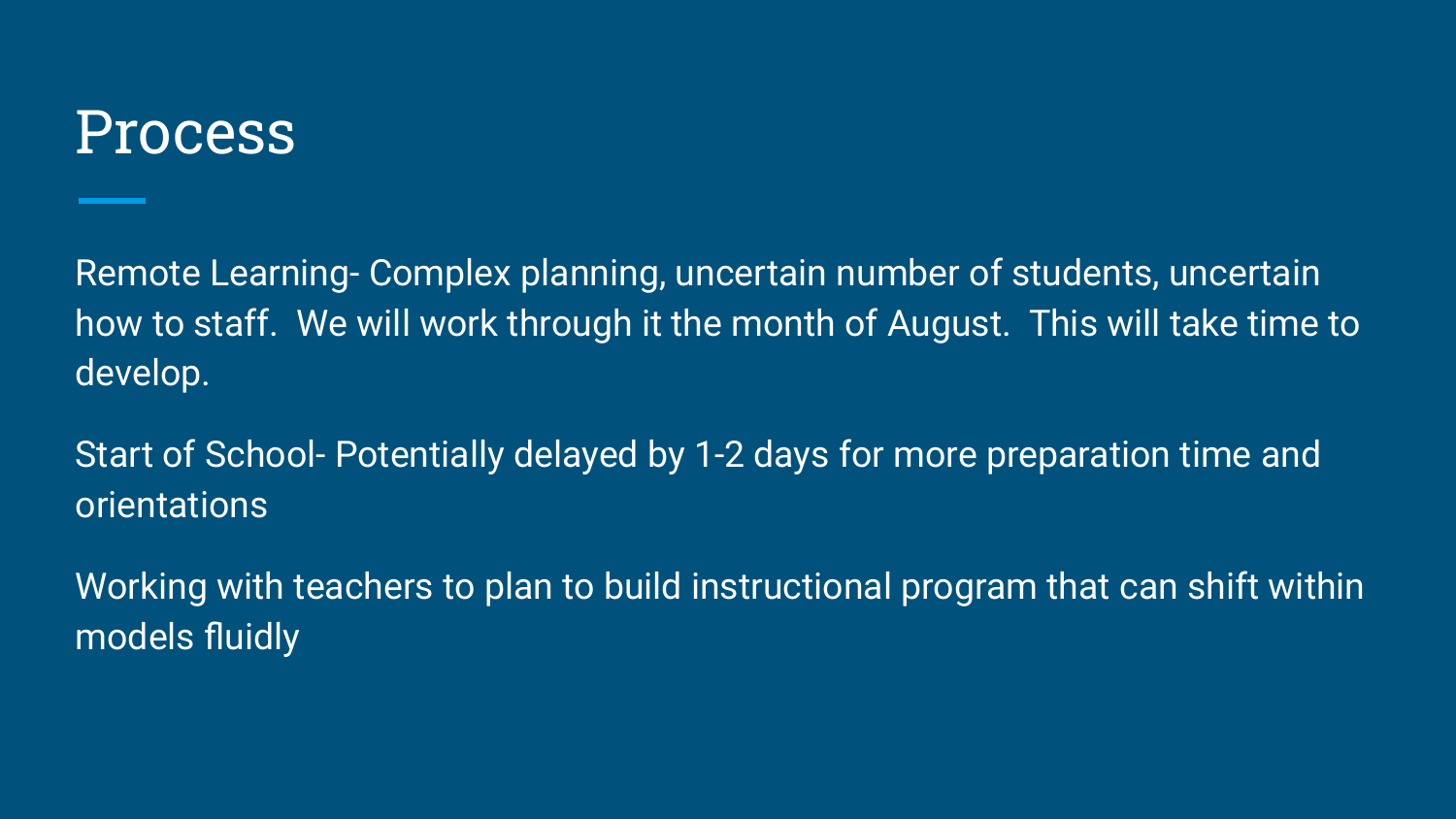# Process

Remote Learning- Complex planning, uncertain number of students, uncertain how to staff.  We will work through it the month of August.  This will take time to develop.

Start of School- Potentially delayed by 1-2 days for more preparation time and orientations

Working with teachers to plan to build instructional program that can shift within models fluidly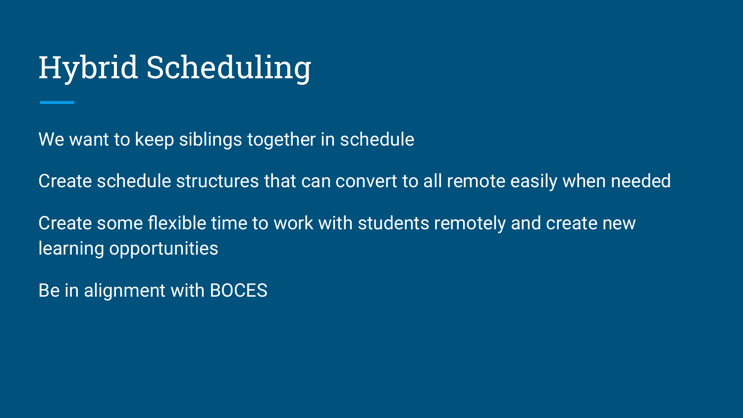# Hybrid Scheduling

We want to keep siblings together in schedule

Create schedule structures that can convert to all remote easily when needed

Create some flexible time to work with students remotely and create new learning opportunities

Be in alignment with BOCES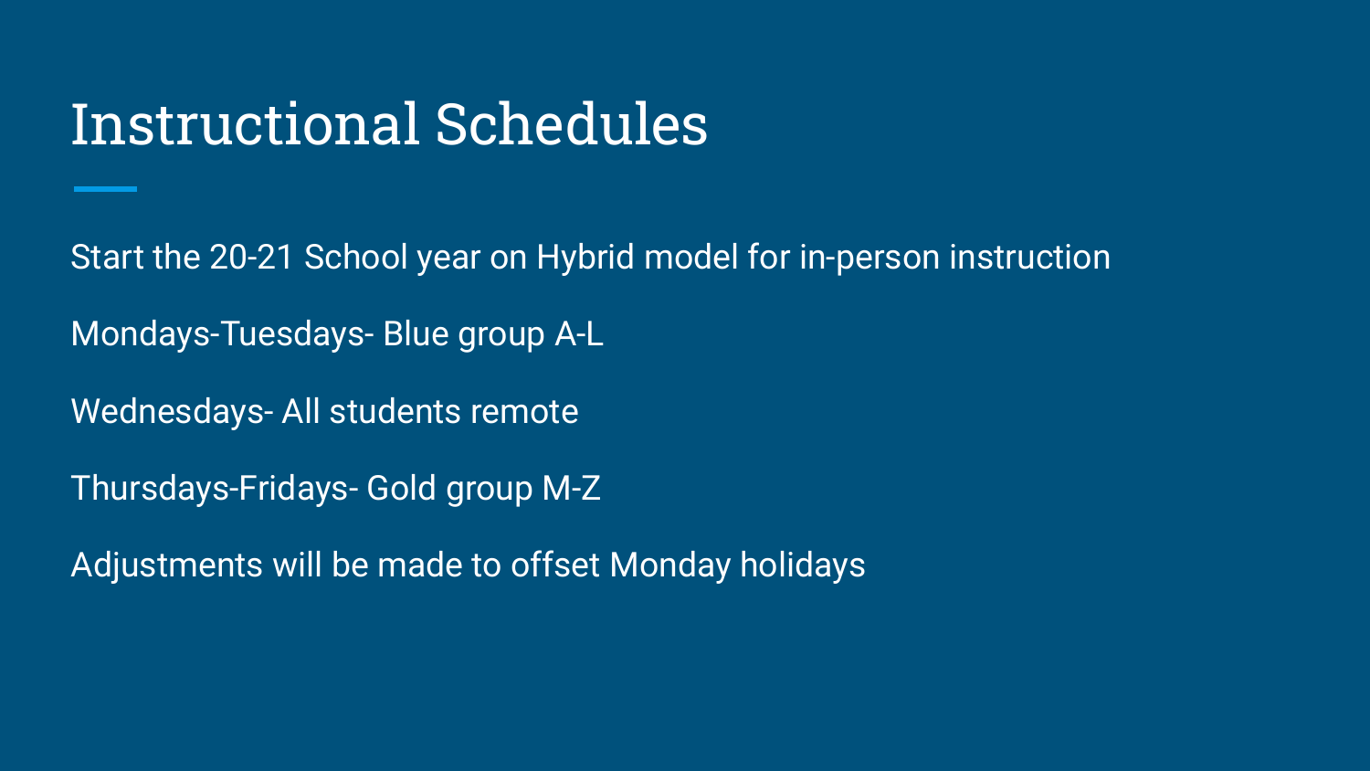# Instructional Schedules

Start the 20-21 School year on Hybrid model for in-person instruction

Mondays-Tuesdays- Blue group A-L

Wednesdays- All students remote

Thursdays-Fridays- Gold group M-Z

Adjustments will be made to offset Monday holidays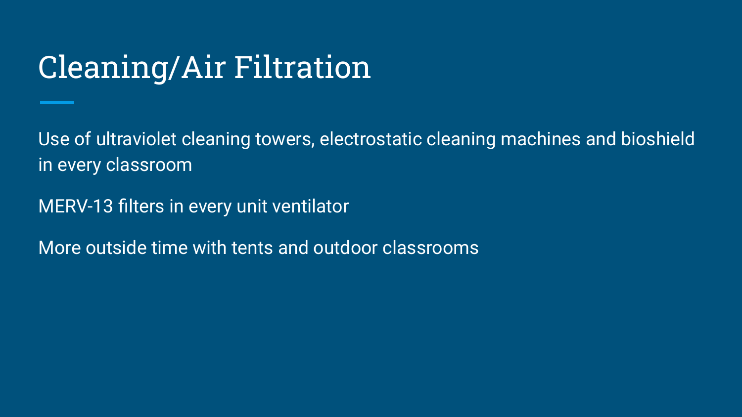# Cleaning/Air Filtration

Use of ultraviolet cleaning towers, electrostatic cleaning machines and bioshield in every classroom

MERV-13 filters in every unit ventilator

More outside time with tents and outdoor classrooms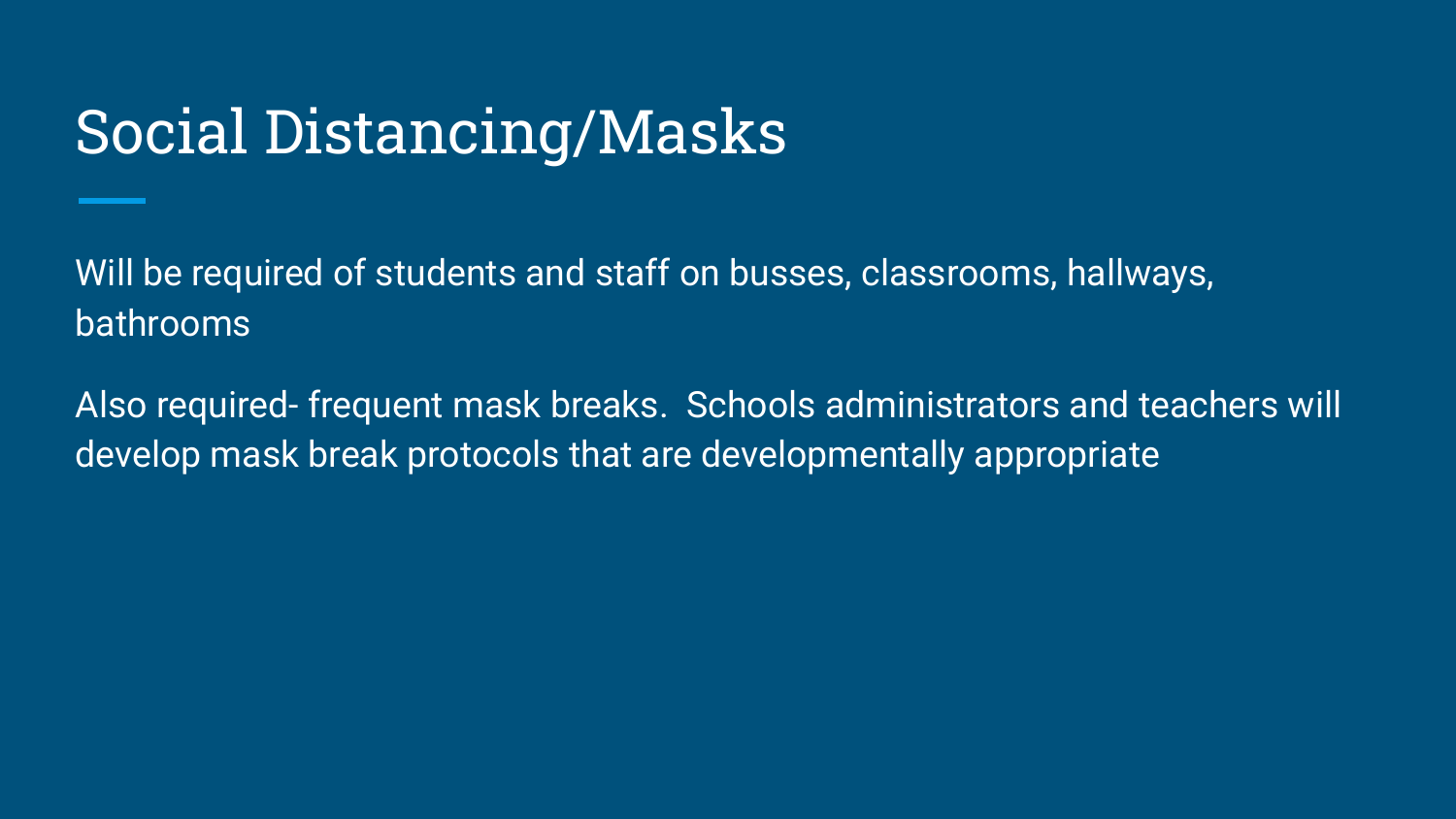# Social Distancing/Masks

Will be required of students and staff on busses, classrooms, hallways, bathrooms

Also required- frequent mask breaks.  Schools administrators and teachers will develop mask break protocols that are developmentally appropriate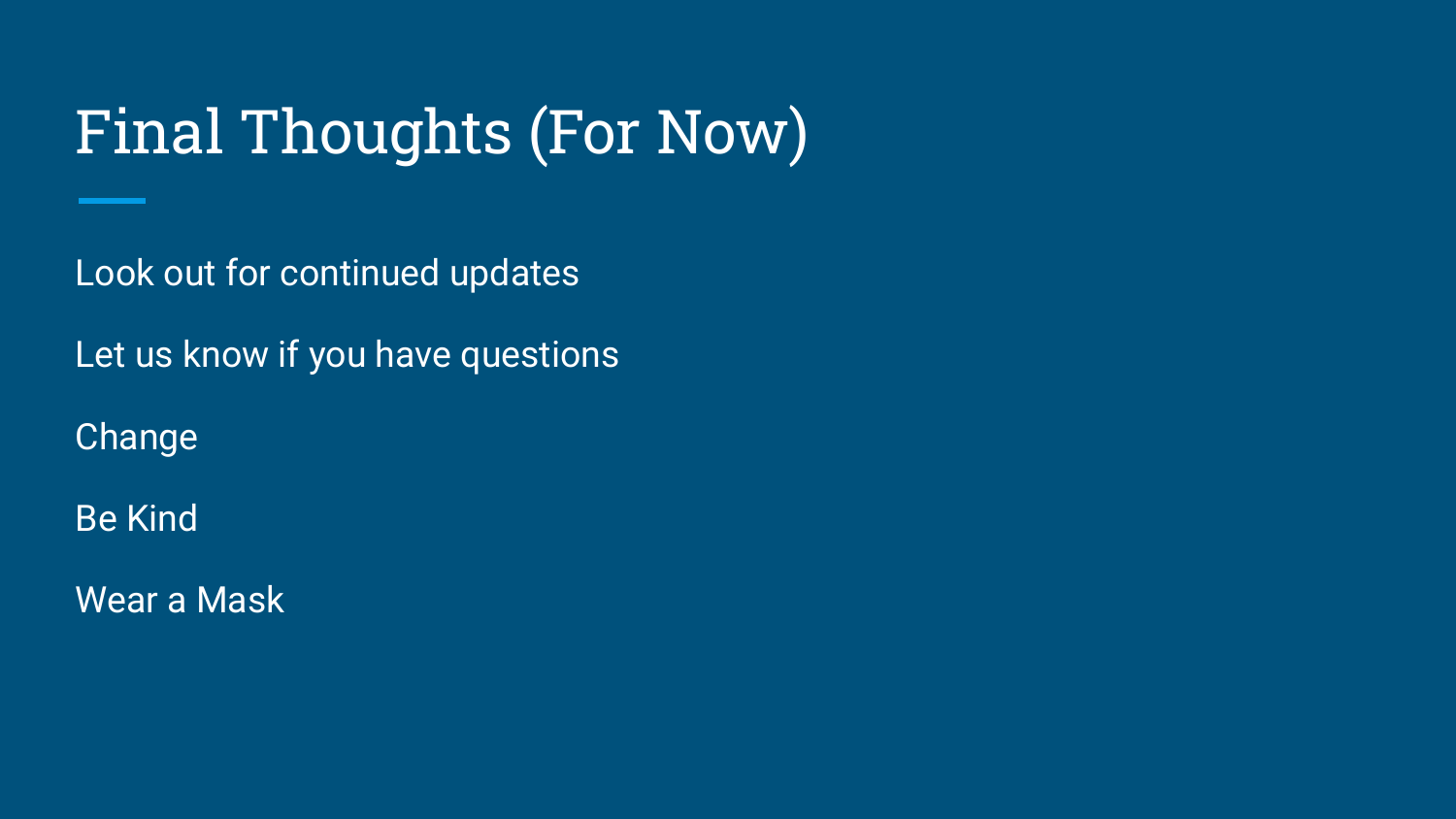# Final Thoughts (For Now)

Look out for continued updates

Let us know if you have questions

Change

Be Kind

Wear a Mask